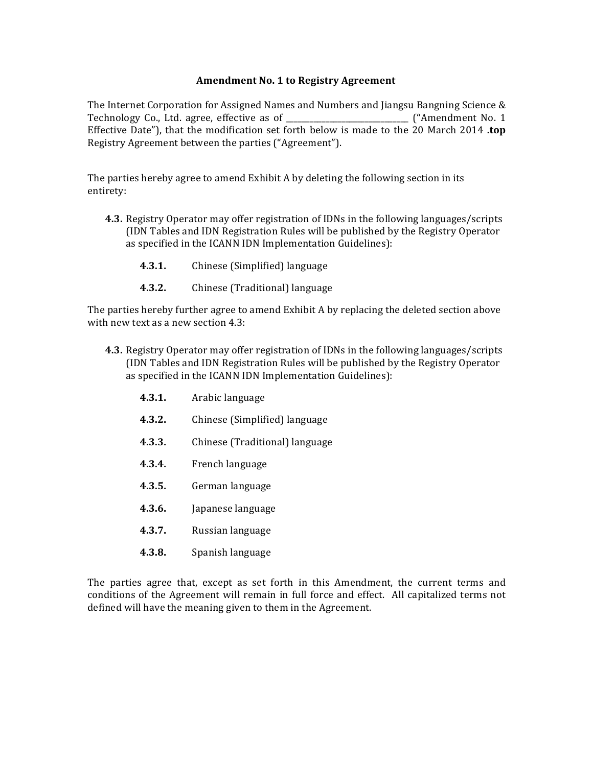# Amendment No. 1 to Registry Agreement

The Internet Corporation for Assigned Names and Numbers and Jiangsu Bangning Science & Technology Co., Ltd. agree, effective as of ______________________________ ("Amendment No. 1 Effective Date"), that the modification set forth below is made to the 20 March 2014 **.top** Registry Agreement between the parties ("Agreement").

The parties hereby agree to amend Exhibit A by deleting the following section in its entirety:

**4.3.** Registry Operator may offer registration of IDNs in the following languages/scripts (IDN Tables and IDN Registration Rules will be published by the Registry Operator as specified in the ICANN IDN Implementation Guidelines):

- **4.3.1.** Chinese (Simplified) language
- **4.3.2.** Chinese (Traditional) language

The parties hereby further agree to amend Exhibit A by replacing the deleted section above with new text as a new section 4.3:

**4.3.** Registry Operator may offer registration of IDNs in the following languages/scripts (IDN Tables and IDN Registration Rules will be published by the Registry Operator as specified in the ICANN IDN Implementation Guidelines):

- **4.3.1.** Arabic language
- **4.3.2.** Chinese (Simplified) language
- **4.3.3.** Chinese (Traditional) language
- **4.3.4.** French language
- **4.3.5.** German language
- **4.3.6.** Japanese language
- **4.3.7.** Russian language
- **4.3.8.** Spanish language

The parties agree that, except as set forth in this Amendment, the current terms and conditions of the Agreement will remain in full force and effect. All capitalized terms not defined will have the meaning given to them in the Agreement.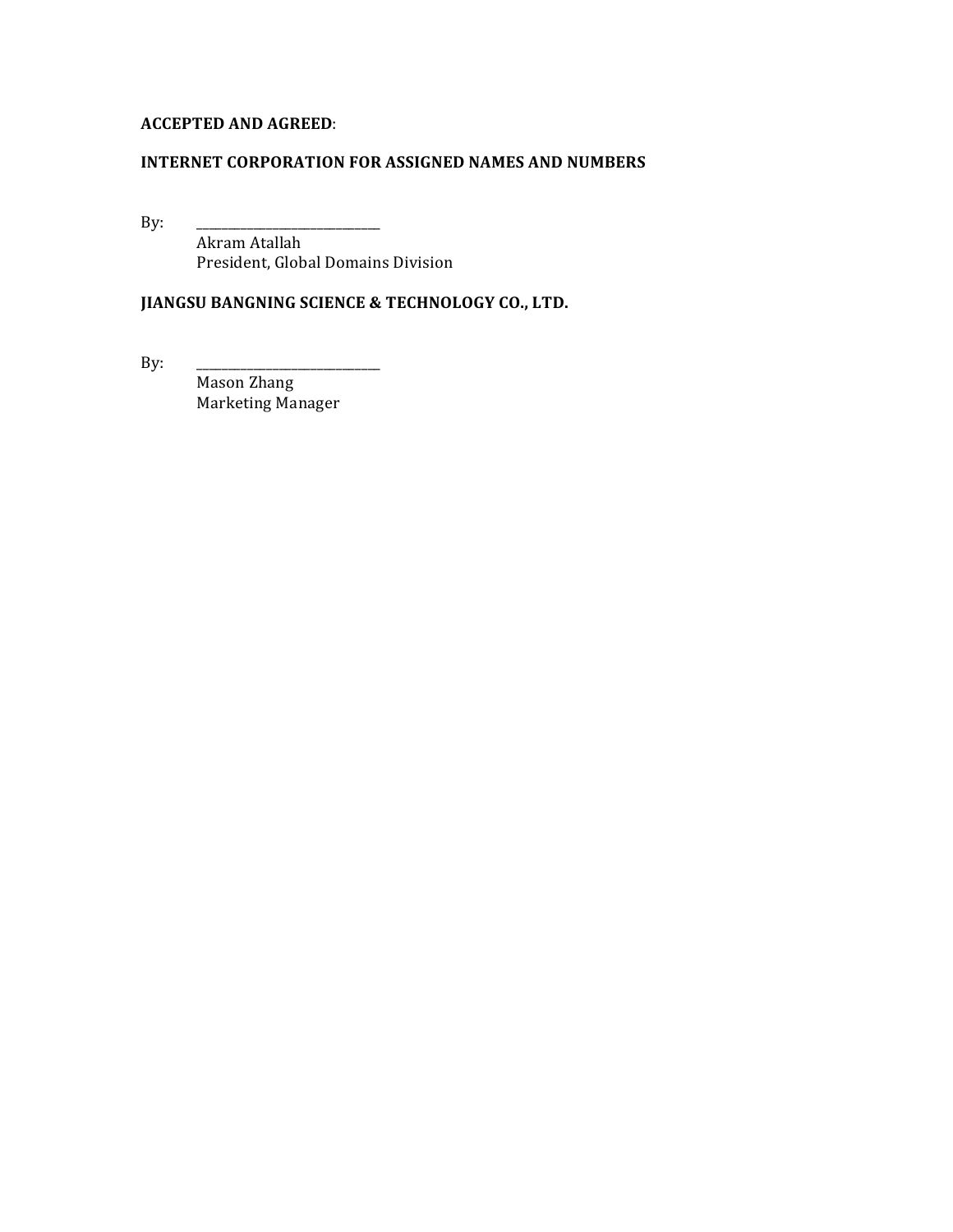**ACCEPTED AND AGREED**:

**INTERNET CORPORATION FOR ASSIGNED NAMES AND NUMBERS**

By: ______________________________
Akram Atallah
President, Global Domains Division

**JIANGSU BANGNING SCIENCE & TECHNOLOGY CO., LTD.**

By: ______________________________
Mason Zhang
Marketing Manager